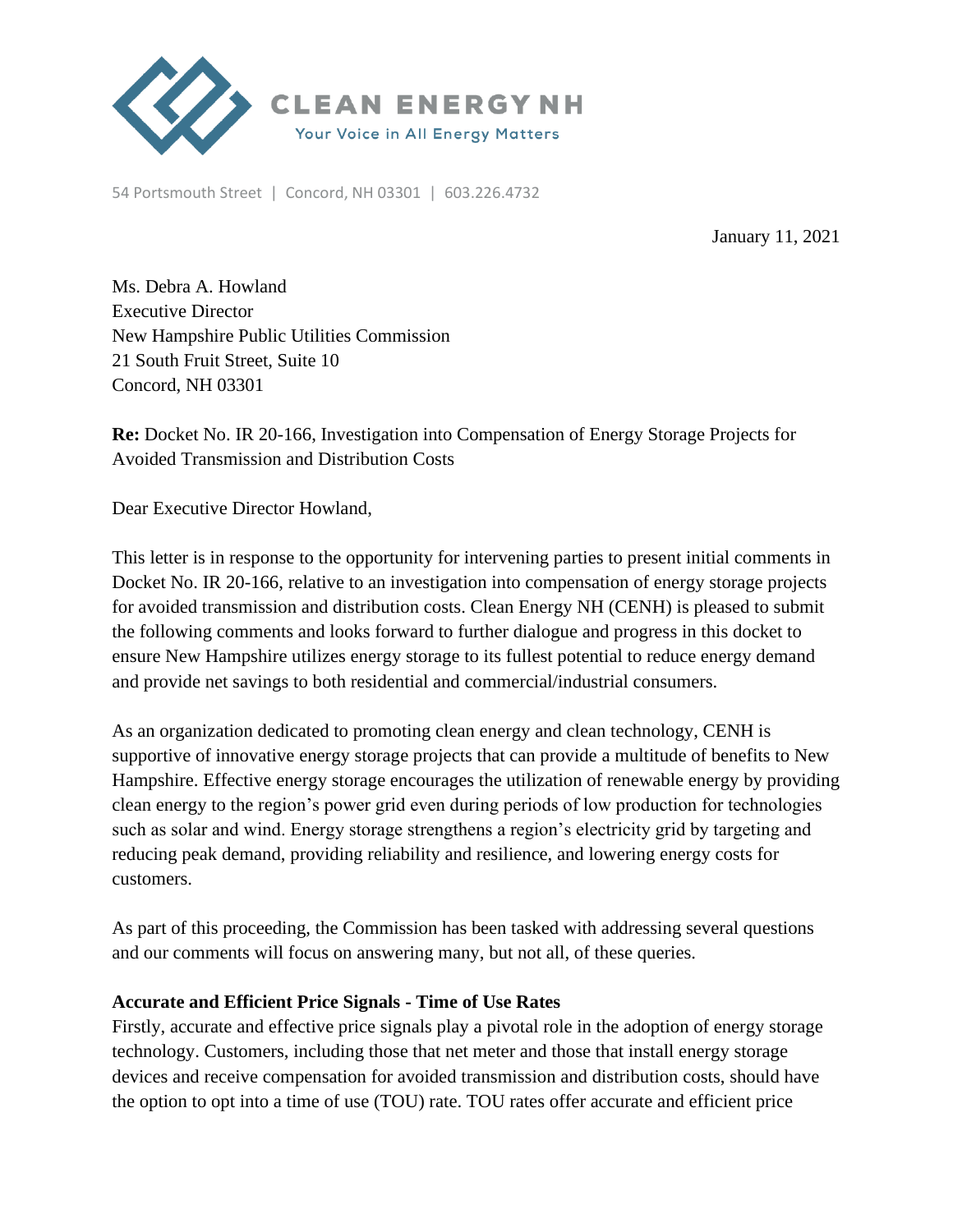CLEAN ENERGY NH
Your Voice in All Energy Matters

54 Portsmouth Street | Concord, NH 03301 | 603.226.4732

January 11, 2021

Ms. Debra A. Howland
Executive Director
New Hampshire Public Utilities Commission
21 South Fruit Street, Suite 10
Concord, NH 03301

**Re:** Docket No. IR 20-166, Investigation into Compensation of Energy Storage Projects for Avoided Transmission and Distribution Costs

Dear Executive Director Howland,

This letter is in response to the opportunity for intervening parties to present initial comments in Docket No. IR 20-166, relative to an investigation into compensation of energy storage projects for avoided transmission and distribution costs. Clean Energy NH (CENH) is pleased to submit the following comments and looks forward to further dialogue and progress in this docket to ensure New Hampshire utilizes energy storage to its fullest potential to reduce energy demand and provide net savings to both residential and commercial/industrial consumers.

As an organization dedicated to promoting clean energy and clean technology, CENH is supportive of innovative energy storage projects that can provide a multitude of benefits to New Hampshire. Effective energy storage encourages the utilization of renewable energy by providing clean energy to the region's power grid even during periods of low production for technologies such as solar and wind. Energy storage strengthens a region's electricity grid by targeting and reducing peak demand, providing reliability and resilience, and lowering energy costs for customers.

As part of this proceeding, the Commission has been tasked with addressing several questions and our comments will focus on answering many, but not all, of these queries.

**Accurate and Efficient Price Signals - Time of Use Rates**

Firstly, accurate and effective price signals play a pivotal role in the adoption of energy storage technology. Customers, including those that net meter and those that install energy storage devices and receive compensation for avoided transmission and distribution costs, should have the option to opt into a time of use (TOU) rate. TOU rates offer accurate and efficient price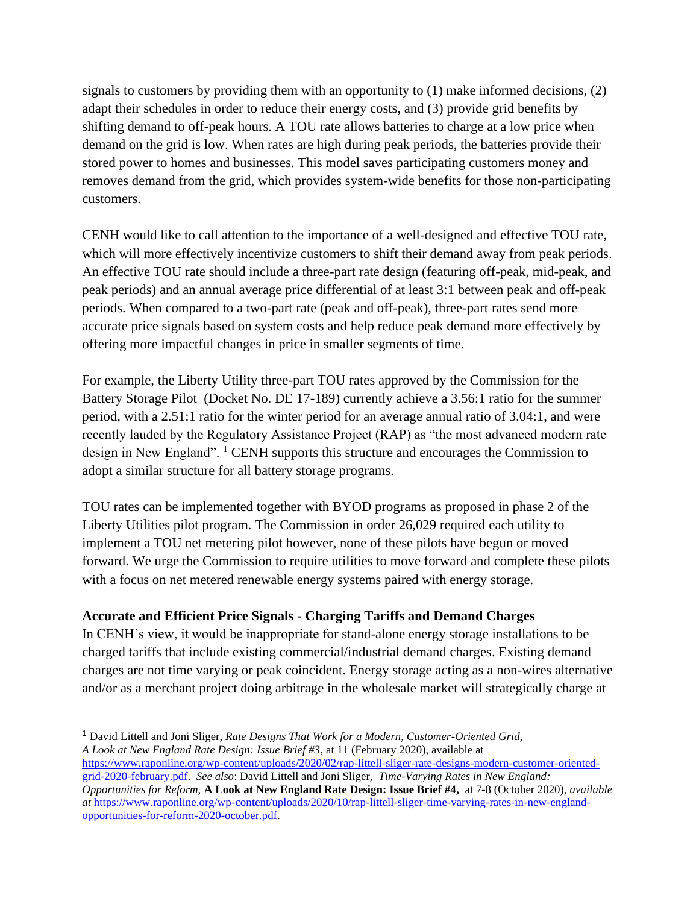signals to customers by providing them with an opportunity to (1) make informed decisions, (2) adapt their schedules in order to reduce their energy costs, and (3) provide grid benefits by shifting demand to off-peak hours. A TOU rate allows batteries to charge at a low price when demand on the grid is low. When rates are high during peak periods, the batteries provide their stored power to homes and businesses. This model saves participating customers money and removes demand from the grid, which provides system-wide benefits for those non-participating customers.

CENH would like to call attention to the importance of a well-designed and effective TOU rate, which will more effectively incentivize customers to shift their demand away from peak periods. An effective TOU rate should include a three-part rate design (featuring off-peak, mid-peak, and peak periods) and an annual average price differential of at least 3:1 between peak and off-peak periods. When compared to a two-part rate (peak and off-peak), three-part rates send more accurate price signals based on system costs and help reduce peak demand more effectively by offering more impactful changes in price in smaller segments of time.

For example, the Liberty Utility three-part TOU rates approved by the Commission for the Battery Storage Pilot (Docket No. DE 17-189) currently achieve a 3.56:1 ratio for the summer period, with a 2.51:1 ratio for the winter period for an average annual ratio of 3.04:1, and were recently lauded by the Regulatory Assistance Project (RAP) as "the most advanced modern rate design in New England". [1] CENH supports this structure and encourages the Commission to adopt a similar structure for all battery storage programs.

TOU rates can be implemented together with BYOD programs as proposed in phase 2 of the Liberty Utilities pilot program. The Commission in order 26,029 required each utility to implement a TOU net metering pilot however, none of these pilots have begun or moved forward. We urge the Commission to require utilities to move forward and complete these pilots with a focus on net metered renewable energy systems paired with energy storage.

**Accurate and Efficient Price Signals - Charging Tariffs and Demand Charges**

In CENH's view, it would be inappropriate for stand-alone energy storage installations to be charged tariffs that include existing commercial/industrial demand charges. Existing demand charges are not time varying or peak coincident. Energy storage acting as a non-wires alternative and/or as a merchant project doing arbitrage in the wholesale market will strategically charge at

---

[1] David Littell and Joni Sliger, *Rate Designs That Work for a Modern, Customer-Oriented Grid, A Look at New England Rate Design: Issue Brief #3*, at 11 (February 2020), available at https://www.raponline.org/wp-content/uploads/2020/02/rap-littell-sliger-rate-designs-modern-customer-oriented-grid-2020-february.pdf. *See also*: David Littell and Joni Sliger, *Time-Varying Rates in New England: Opportunities for Reform,* **A Look at New England Rate Design: Issue Brief #4,** at 7-8 (October 2020), *available at* https://www.raponline.org/wp-content/uploads/2020/10/rap-littell-sliger-time-varying-rates-in-new-england-opportunities-for-reform-2020-october.pdf.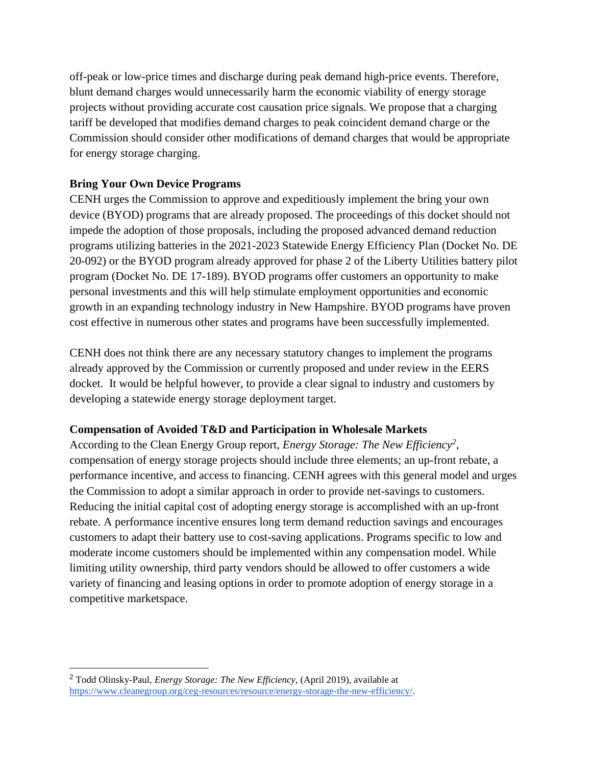off-peak or low-price times and discharge during peak demand high-price events. Therefore, blunt demand charges would unnecessarily harm the economic viability of energy storage projects without providing accurate cost causation price signals. We propose that a charging tariff be developed that modifies demand charges to peak coincident demand charge or the Commission should consider other modifications of demand charges that would be appropriate for energy storage charging.

**Bring Your Own Device Programs**

CENH urges the Commission to approve and expeditiously implement the bring your own device (BYOD) programs that are already proposed. The proceedings of this docket should not impede the adoption of those proposals, including the proposed advanced demand reduction programs utilizing batteries in the 2021-2023 Statewide Energy Efficiency Plan (Docket No. DE 20-092) or the BYOD program already approved for phase 2 of the Liberty Utilities battery pilot program (Docket No. DE 17-189). BYOD programs offer customers an opportunity to make personal investments and this will help stimulate employment opportunities and economic growth in an expanding technology industry in New Hampshire. BYOD programs have proven cost effective in numerous other states and programs have been successfully implemented.

CENH does not think there are any necessary statutory changes to implement the programs already approved by the Commission or currently proposed and under review in the EERS docket. It would be helpful however, to provide a clear signal to industry and customers by developing a statewide energy storage deployment target.

**Compensation of Avoided T&D and Participation in Wholesale Markets**

According to the Clean Energy Group report, *Energy Storage: The New Efficiency*[2], compensation of energy storage projects should include three elements; an up-front rebate, a performance incentive, and access to financing. CENH agrees with this general model and urges the Commission to adopt a similar approach in order to provide net-savings to customers. Reducing the initial capital cost of adopting energy storage is accomplished with an up-front rebate. A performance incentive ensures long term demand reduction savings and encourages customers to adapt their battery use to cost-saving applications. Programs specific to low and moderate income customers should be implemented within any compensation model. While limiting utility ownership, third party vendors should be allowed to offer customers a wide variety of financing and leasing options in order to promote adoption of energy storage in a competitive marketspace.

---

[2] Todd Olinsky-Paul, *Energy Storage: The New Efficiency*, (April 2019), available at https://www.cleanegroup.org/ceg-resources/resource/energy-storage-the-new-efficiency/.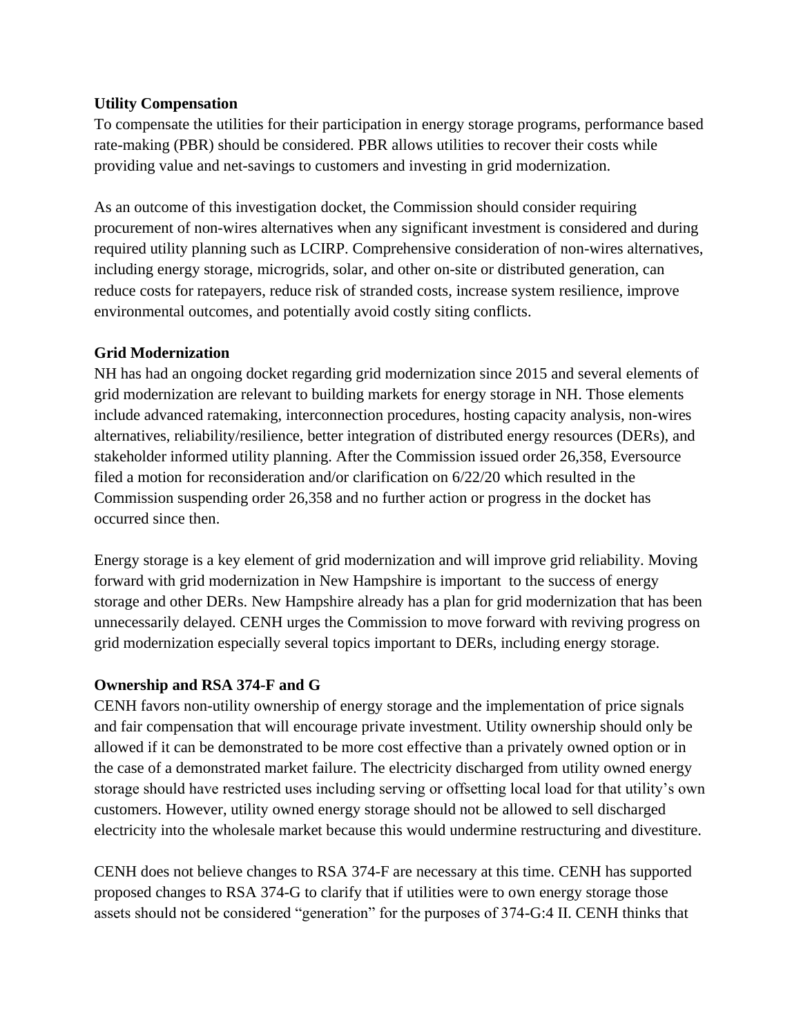**Utility Compensation**

To compensate the utilities for their participation in energy storage programs, performance based rate-making (PBR) should be considered. PBR allows utilities to recover their costs while providing value and net-savings to customers and investing in grid modernization.

As an outcome of this investigation docket, the Commission should consider requiring procurement of non-wires alternatives when any significant investment is considered and during required utility planning such as LCIRP. Comprehensive consideration of non-wires alternatives, including energy storage, microgrids, solar, and other on-site or distributed generation, can reduce costs for ratepayers, reduce risk of stranded costs, increase system resilience, improve environmental outcomes, and potentially avoid costly siting conflicts.

**Grid Modernization**

NH has had an ongoing docket regarding grid modernization since 2015 and several elements of grid modernization are relevant to building markets for energy storage in NH. Those elements include advanced ratemaking, interconnection procedures, hosting capacity analysis, non-wires alternatives, reliability/resilience, better integration of distributed energy resources (DERs), and stakeholder informed utility planning. After the Commission issued order 26,358, Eversource filed a motion for reconsideration and/or clarification on 6/22/20 which resulted in the Commission suspending order 26,358 and no further action or progress in the docket has occurred since then.

Energy storage is a key element of grid modernization and will improve grid reliability. Moving forward with grid modernization in New Hampshire is important to the success of energy storage and other DERs. New Hampshire already has a plan for grid modernization that has been unnecessarily delayed. CENH urges the Commission to move forward with reviving progress on grid modernization especially several topics important to DERs, including energy storage.

**Ownership and RSA 374-F and G**

CENH favors non-utility ownership of energy storage and the implementation of price signals and fair compensation that will encourage private investment. Utility ownership should only be allowed if it can be demonstrated to be more cost effective than a privately owned option or in the case of a demonstrated market failure. The electricity discharged from utility owned energy storage should have restricted uses including serving or offsetting local load for that utility's own customers. However, utility owned energy storage should not be allowed to sell discharged electricity into the wholesale market because this would undermine restructuring and divestiture.

CENH does not believe changes to RSA 374-F are necessary at this time. CENH has supported proposed changes to RSA 374-G to clarify that if utilities were to own energy storage those assets should not be considered "generation" for the purposes of 374-G:4 II. CENH thinks that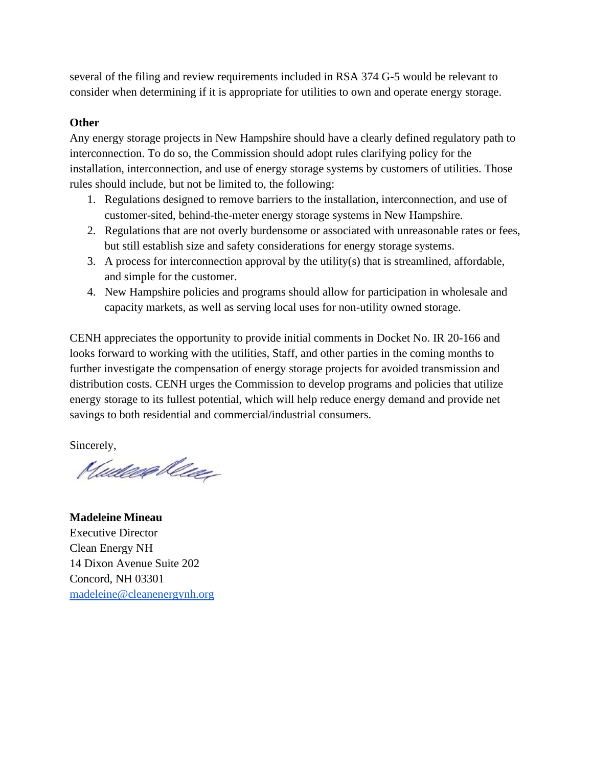several of the filing and review requirements included in RSA 374 G-5 would be relevant to consider when determining if it is appropriate for utilities to own and operate energy storage.

**Other**

Any energy storage projects in New Hampshire should have a clearly defined regulatory path to interconnection. To do so, the Commission should adopt rules clarifying policy for the installation, interconnection, and use of energy storage systems by customers of utilities. Those rules should include, but not be limited to, the following:

1. Regulations designed to remove barriers to the installation, interconnection, and use of customer-sited, behind-the-meter energy storage systems in New Hampshire.
2. Regulations that are not overly burdensome or associated with unreasonable rates or fees, but still establish size and safety considerations for energy storage systems.
3. A process for interconnection approval by the utility(s) that is streamlined, affordable, and simple for the customer.
4. New Hampshire policies and programs should allow for participation in wholesale and capacity markets, as well as serving local uses for non-utility owned storage.

CENH appreciates the opportunity to provide initial comments in Docket No. IR 20-166 and looks forward to working with the utilities, Staff, and other parties in the coming months to further investigate the compensation of energy storage projects for avoided transmission and distribution costs. CENH urges the Commission to develop programs and policies that utilize energy storage to its fullest potential, which will help reduce energy demand and provide net savings to both residential and commercial/industrial consumers.

Sincerely,

**Madeleine Mineau**
Executive Director
Clean Energy NH
14 Dixon Avenue Suite 202
Concord, NH 03301
madeleine@cleanenergynh.org